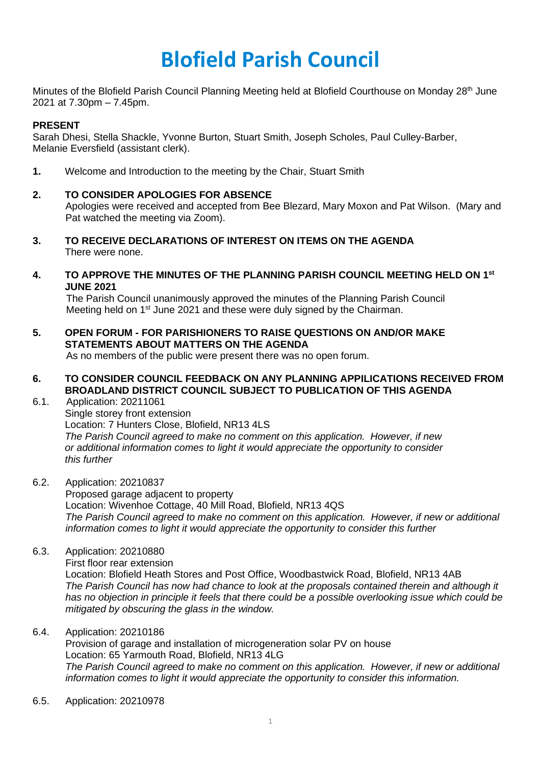# Blofield Parish Council

Minutes of the Blofield Parish Council Planning Meeting held at Blofield Courthouse on Monday 28th June 2021 at 7.30pm – 7.45pm.

**PRESENT**

Sarah Dhesi, Stella Shackle, Yvonne Burton, Stuart Smith, Joseph Scholes, Paul Culley-Barber, Melanie Eversfield (assistant clerk).

**1.** Welcome and Introduction to the meeting by the Chair, Stuart Smith

**2. TO CONSIDER APOLOGIES FOR ABSENCE**

Apologies were received and accepted from Bee Blezard, Mary Moxon and Pat Wilson. (Mary and Pat watched the meeting via Zoom).

**3. TO RECEIVE DECLARATIONS OF INTEREST ON ITEMS ON THE AGENDA**

There were none.

**4. TO APPROVE THE MINUTES OF THE PLANNING PARISH COUNCIL MEETING HELD ON 1st JUNE 2021**

The Parish Council unanimously approved the minutes of the Planning Parish Council Meeting held on 1st June 2021 and these were duly signed by the Chairman.

**5. OPEN FORUM - FOR PARISHIONERS TO RAISE QUESTIONS ON AND/OR MAKE STATEMENTS ABOUT MATTERS ON THE AGENDA**

As no members of the public were present there was no open forum.

**6. TO CONSIDER COUNCIL FEEDBACK ON ANY PLANNING APPILICATIONS RECEIVED FROM BROADLAND DISTRICT COUNCIL SUBJECT TO PUBLICATION OF THIS AGENDA**

6.1. Application: 20211061
Single storey front extension
Location: 7 Hunters Close, Blofield, NR13 4LS
*The Parish Council agreed to make no comment on this application. However, if new or additional information comes to light it would appreciate the opportunity to consider this further*

6.2. Application: 20210837
Proposed garage adjacent to property
Location: Wivenhoe Cottage, 40 Mill Road, Blofield, NR13 4QS
*The Parish Council agreed to make no comment on this application. However, if new or additional information comes to light it would appreciate the opportunity to consider this further*

6.3. Application: 20210880
First floor rear extension
Location: Blofield Heath Stores and Post Office, Woodbastwick Road, Blofield, NR13 4AB
*The Parish Council has now had chance to look at the proposals contained therein and although it has no objection in principle it feels that there could be a possible overlooking issue which could be mitigated by obscuring the glass in the window.*

6.4. Application: 20210186
Provision of garage and installation of microgeneration solar PV on house
Location: 65 Yarmouth Road, Blofield, NR13 4LG
*The Parish Council agreed to make no comment on this application. However, if new or additional information comes to light it would appreciate the opportunity to consider this information.*

6.5. Application: 20210978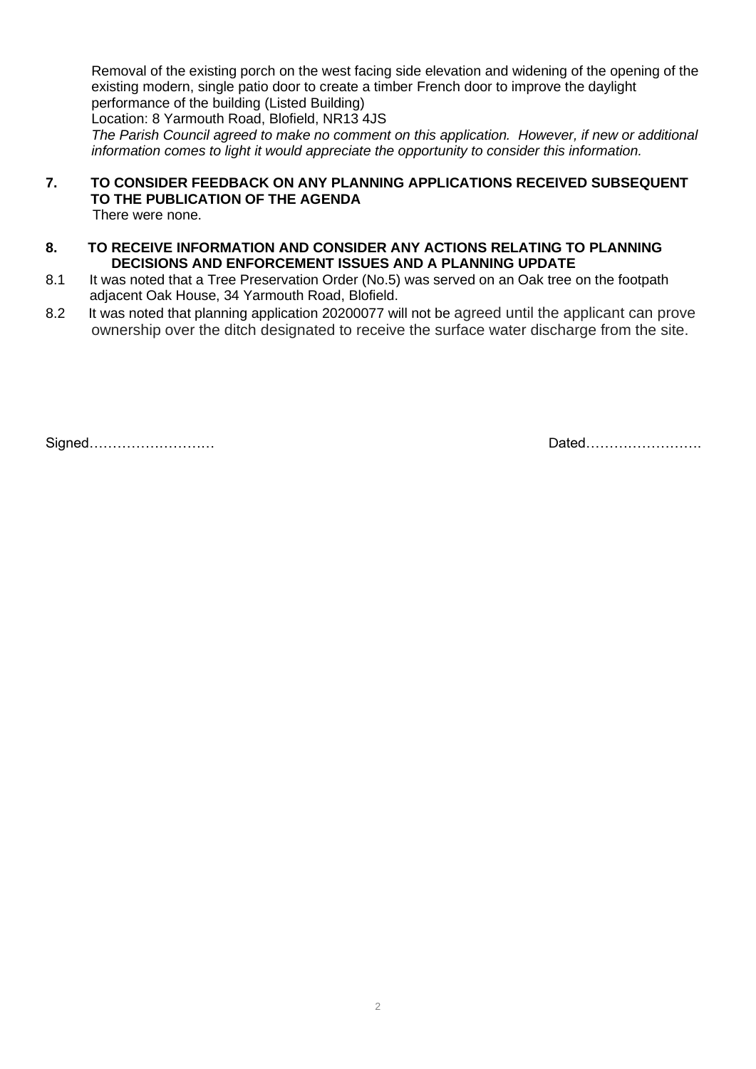Removal of the existing porch on the west facing side elevation and widening of the opening of the existing modern, single patio door to create a timber French door to improve the daylight performance of the building (Listed Building)
Location: 8 Yarmouth Road, Blofield, NR13 4JS
*The Parish Council agreed to make no comment on this application. However, if new or additional information comes to light it would appreciate the opportunity to consider this information.*

**7. TO CONSIDER FEEDBACK ON ANY PLANNING APPLICATIONS RECEIVED SUBSEQUENT TO THE PUBLICATION OF THE AGENDA**

There were none.

**8. TO RECEIVE INFORMATION AND CONSIDER ANY ACTIONS RELATING TO PLANNING DECISIONS AND ENFORCEMENT ISSUES AND A PLANNING UPDATE**

8.1 It was noted that a Tree Preservation Order (No.5) was served on an Oak tree on the footpath adjacent Oak House, 34 Yarmouth Road, Blofield.

8.2 It was noted that planning application 20200077 will not be agreed until the applicant can prove ownership over the ditch designated to receive the surface water discharge from the site.

Signed……………………… Dated…………………….